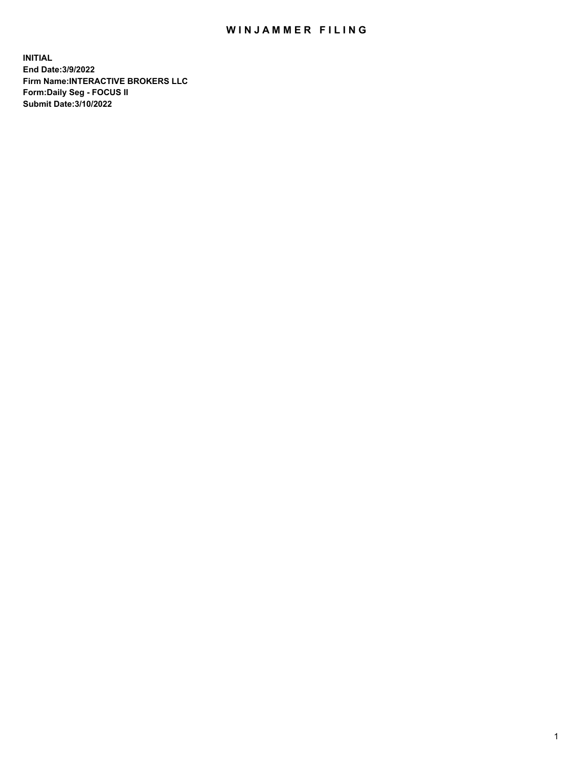# WINJAMMER FILING

**INITIAL**
**End Date:3/9/2022**
**Firm Name:INTERACTIVE BROKERS LLC**
**Form:Daily Seg - FOCUS II**
**Submit Date:3/10/2022**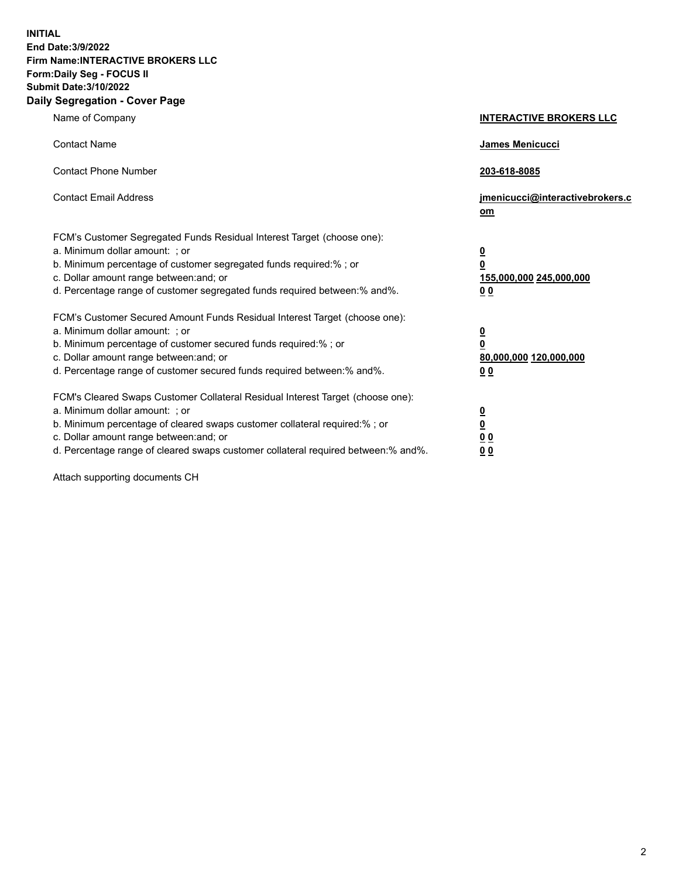**INITIAL**
**End Date:3/9/2022**
**Firm Name:INTERACTIVE BROKERS LLC**
**Form:Daily Seg - FOCUS II**
**Submit Date:3/10/2022**

## Daily Segregation - Cover Page

| | |
|---|---|
| Name of Company | **INTERACTIVE BROKERS LLC** |
| Contact Name | **James Menicucci** |
| Contact Phone Number | **203-618-8085** |
| Contact Email Address | **jmenicucci@interactivebrokers.com** |

FCM's Customer Segregated Funds Residual Interest Target (choose one):

| | |
|---|---|
| a. Minimum dollar amount: ; or | **0** |
| b. Minimum percentage of customer segregated funds required:% ; or | **0** |
| c. Dollar amount range between:and; or | **155,000,000 245,000,000** |
| d. Percentage range of customer segregated funds required between:% and%. | **0 0** |

FCM's Customer Secured Amount Funds Residual Interest Target (choose one):

| | |
|---|---|
| a. Minimum dollar amount: ; or | **0** |
| b. Minimum percentage of customer secured funds required:% ; or | **0** |
| c. Dollar amount range between:and; or | **80,000,000 120,000,000** |
| d. Percentage range of customer secured funds required between:% and%. | **0 0** |

FCM's Cleared Swaps Customer Collateral Residual Interest Target (choose one):

| | |
|---|---|
| a. Minimum dollar amount: ; or | **0** |
| b. Minimum percentage of cleared swaps customer collateral required:% ; or | **0** |
| c. Dollar amount range between:and; or | **0 0** |
| d. Percentage range of cleared swaps customer collateral required between:% and%. | **0 0** |

Attach supporting documents CH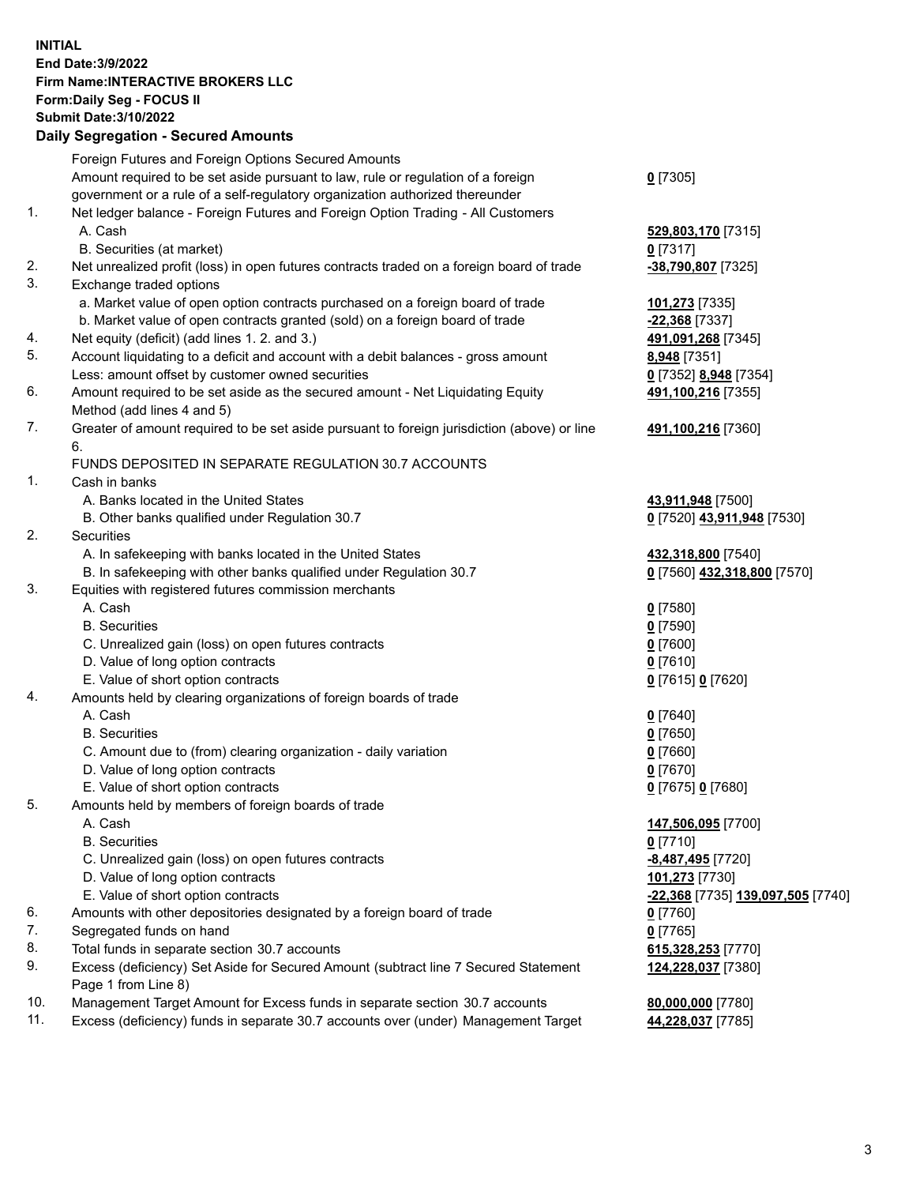**INITIAL**
**End Date:3/9/2022**
**Firm Name:INTERACTIVE BROKERS LLC**
**Form:Daily Seg - FOCUS II**
**Submit Date:3/10/2022**

## Daily Segregation - Secured Amounts

| | | |
|---|---|---|
| | Foreign Futures and Foreign Options Secured Amounts | |
| | Amount required to be set aside pursuant to law, rule or regulation of a foreign government or a rule of a self-regulatory organization authorized thereunder | **0** [7305] |
| 1. | Net ledger balance - Foreign Futures and Foreign Option Trading - All Customers | |
| | A. Cash | **529,803,170** [7315] |
| | B. Securities (at market) | **0** [7317] |
| 2. | Net unrealized profit (loss) in open futures contracts traded on a foreign board of trade | **-38,790,807** [7325] |
| 3. | Exchange traded options | |
| | a. Market value of open option contracts purchased on a foreign board of trade | **101,273** [7335] |
| | b. Market value of open contracts granted (sold) on a foreign board of trade | **-22,368** [7337] |
| 4. | Net equity (deficit) (add lines 1. 2. and 3.) | **491,091,268** [7345] |
| 5. | Account liquidating to a deficit and account with a debit balances - gross amount | **8,948** [7351] |
| | Less: amount offset by customer owned securities | **0** [7352] **8,948** [7354] |
| 6. | Amount required to be set aside as the secured amount - Net Liquidating Equity Method (add lines 4 and 5) | **491,100,216** [7355] |
| 7. | Greater of amount required to be set aside pursuant to foreign jurisdiction (above) or line 6. | **491,100,216** [7360] |
| | FUNDS DEPOSITED IN SEPARATE REGULATION 30.7 ACCOUNTS | |
| 1. | Cash in banks | |
| | A. Banks located in the United States | **43,911,948** [7500] |
| | B. Other banks qualified under Regulation 30.7 | **0** [7520] **43,911,948** [7530] |
| 2. | Securities | |
| | A. In safekeeping with banks located in the United States | **432,318,800** [7540] |
| | B. In safekeeping with other banks qualified under Regulation 30.7 | **0** [7560] **432,318,800** [7570] |
| 3. | Equities with registered futures commission merchants | |
| | A. Cash | **0** [7580] |
| | B. Securities | **0** [7590] |
| | C. Unrealized gain (loss) on open futures contracts | **0** [7600] |
| | D. Value of long option contracts | **0** [7610] |
| | E. Value of short option contracts | **0** [7615] **0** [7620] |
| 4. | Amounts held by clearing organizations of foreign boards of trade | |
| | A. Cash | **0** [7640] |
| | B. Securities | **0** [7650] |
| | C. Amount due to (from) clearing organization - daily variation | **0** [7660] |
| | D. Value of long option contracts | **0** [7670] |
| | E. Value of short option contracts | **0** [7675] **0** [7680] |
| 5. | Amounts held by members of foreign boards of trade | |
| | A. Cash | **147,506,095** [7700] |
| | B. Securities | **0** [7710] |
| | C. Unrealized gain (loss) on open futures contracts | **-8,487,495** [7720] |
| | D. Value of long option contracts | **101,273** [7730] |
| | E. Value of short option contracts | **-22,368** [7735] **139,097,505** [7740] |
| 6. | Amounts with other depositories designated by a foreign board of trade | **0** [7760] |
| 7. | Segregated funds on hand | **0** [7765] |
| 8. | Total funds in separate section 30.7 accounts | **615,328,253** [7770] |
| 9. | Excess (deficiency) Set Aside for Secured Amount (subtract line 7 Secured Statement Page 1 from Line 8) | **124,228,037** [7380] |
| 10. | Management Target Amount for Excess funds in separate section 30.7 accounts | **80,000,000** [7780] |
| 11. | Excess (deficiency) funds in separate 30.7 accounts over (under) Management Target | **44,228,037** [7785] |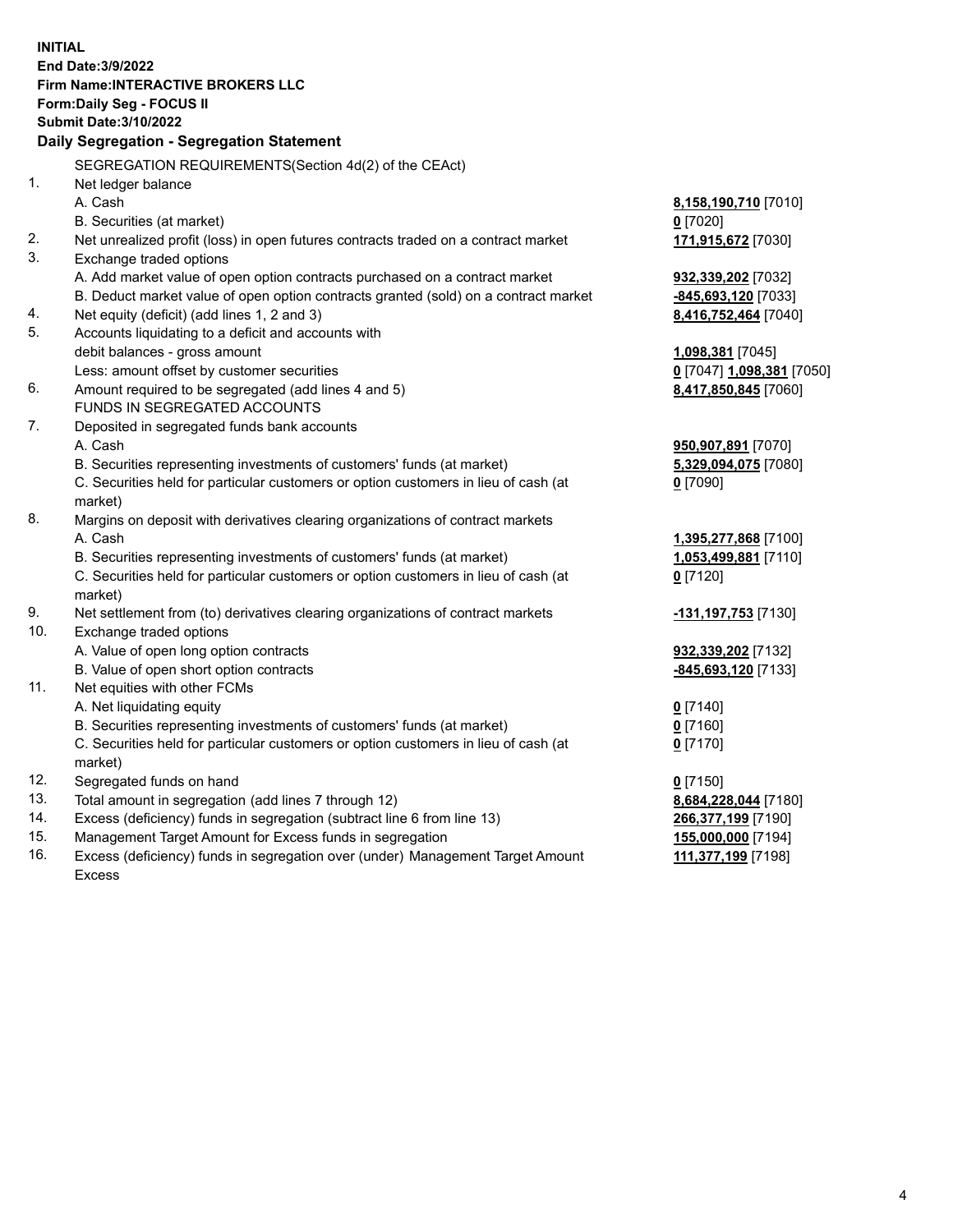**INITIAL**
**End Date:3/9/2022**
**Firm Name:INTERACTIVE BROKERS LLC**
**Form:Daily Seg - FOCUS II**
**Submit Date:3/10/2022**

## Daily Segregation - Segregation Statement

| | | |
|---|---|---|
| | SEGREGATION REQUIREMENTS(Section 4d(2) of the CEAct) | |
| 1. | Net ledger balance | |
| | A. Cash | **8,158,190,710** [7010] |
| | B. Securities (at market) | **0** [7020] |
| 2. | Net unrealized profit (loss) in open futures contracts traded on a contract market | **171,915,672** [7030] |
| 3. | Exchange traded options | |
| | A. Add market value of open option contracts purchased on a contract market | **932,339,202** [7032] |
| | B. Deduct market value of open option contracts granted (sold) on a contract market | **-845,693,120** [7033] |
| 4. | Net equity (deficit) (add lines 1, 2 and 3) | **8,416,752,464** [7040] |
| 5. | Accounts liquidating to a deficit and accounts with | |
| | debit balances - gross amount | **1,098,381** [7045] |
| | Less: amount offset by customer securities | **0** [7047] **1,098,381** [7050] |
| 6. | Amount required to be segregated (add lines 4 and 5) | **8,417,850,845** [7060] |
| | FUNDS IN SEGREGATED ACCOUNTS | |
| 7. | Deposited in segregated funds bank accounts | |
| | A. Cash | **950,907,891** [7070] |
| | B. Securities representing investments of customers' funds (at market) | **5,329,094,075** [7080] |
| | C. Securities held for particular customers or option customers in lieu of cash (at market) | **0** [7090] |
| 8. | Margins on deposit with derivatives clearing organizations of contract markets | |
| | A. Cash | **1,395,277,868** [7100] |
| | B. Securities representing investments of customers' funds (at market) | **1,053,499,881** [7110] |
| | C. Securities held for particular customers or option customers in lieu of cash (at market) | **0** [7120] |
| 9. | Net settlement from (to) derivatives clearing organizations of contract markets | **-131,197,753** [7130] |
| 10. | Exchange traded options | |
| | A. Value of open long option contracts | **932,339,202** [7132] |
| | B. Value of open short option contracts | **-845,693,120** [7133] |
| 11. | Net equities with other FCMs | |
| | A. Net liquidating equity | **0** [7140] |
| | B. Securities representing investments of customers' funds (at market) | **0** [7160] |
| | C. Securities held for particular customers or option customers in lieu of cash (at market) | **0** [7170] |
| 12. | Segregated funds on hand | **0** [7150] |
| 13. | Total amount in segregation (add lines 7 through 12) | **8,684,228,044** [7180] |
| 14. | Excess (deficiency) funds in segregation (subtract line 6 from line 13) | **266,377,199** [7190] |
| 15. | Management Target Amount for Excess funds in segregation | **155,000,000** [7194] |
| 16. | Excess (deficiency) funds in segregation over (under) Management Target Amount Excess | **111,377,199** [7198] |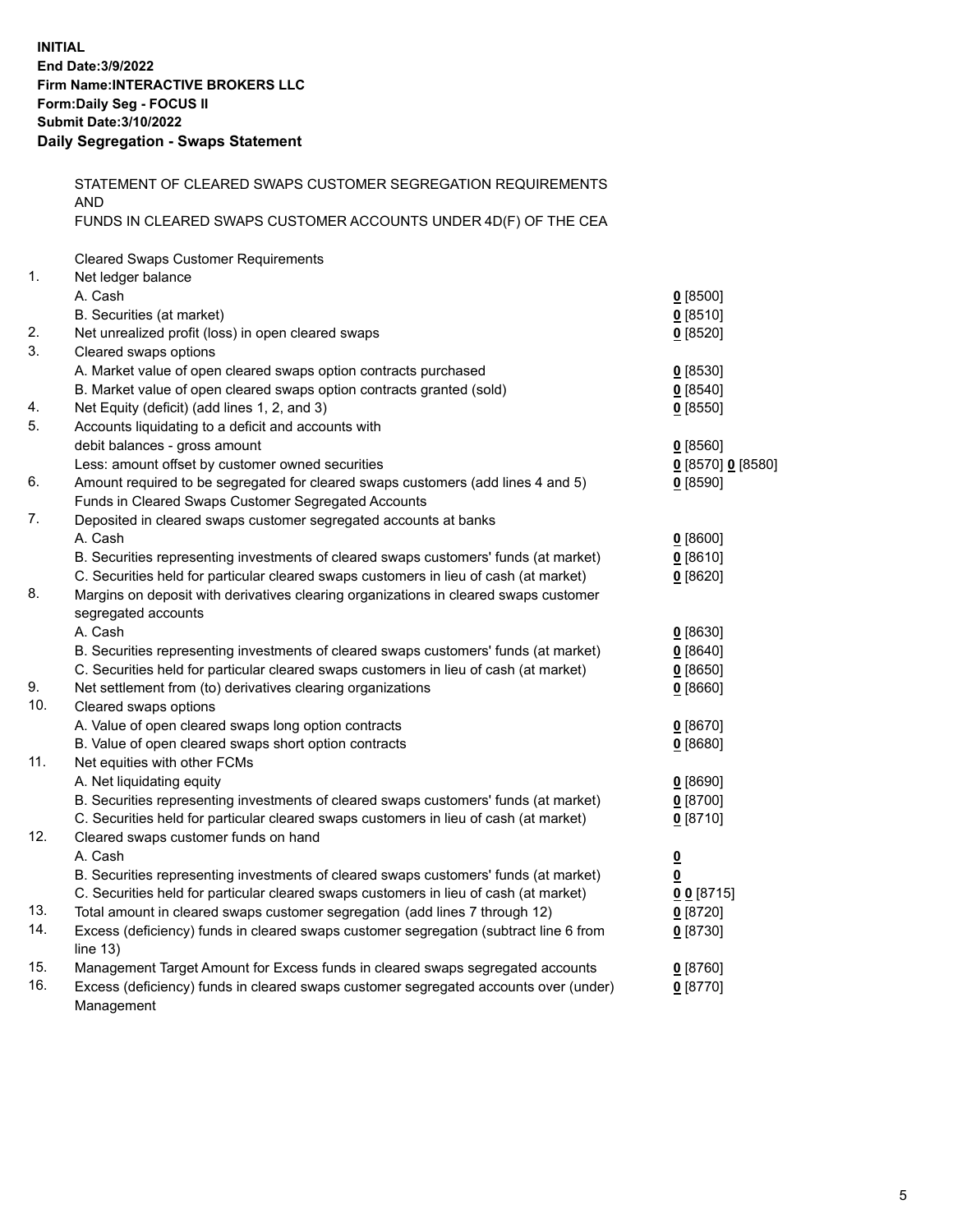**INITIAL**
**End Date:3/9/2022**
**Firm Name:INTERACTIVE BROKERS LLC**
**Form:Daily Seg - FOCUS II**
**Submit Date:3/10/2022**
**Daily Segregation - Swaps Statement**

STATEMENT OF CLEARED SWAPS CUSTOMER SEGREGATION REQUIREMENTS AND
FUNDS IN CLEARED SWAPS CUSTOMER ACCOUNTS UNDER 4D(F) OF THE CEA

| | | |
|---|---|---|
| | Cleared Swaps Customer Requirements | |
| 1. | Net ledger balance | |
| | A. Cash | 0 [8500] |
| | B. Securities (at market) | 0 [8510] |
| 2. | Net unrealized profit (loss) in open cleared swaps | 0 [8520] |
| 3. | Cleared swaps options | |
| | A. Market value of open cleared swaps option contracts purchased | 0 [8530] |
| | B. Market value of open cleared swaps option contracts granted (sold) | 0 [8540] |
| 4. | Net Equity (deficit) (add lines 1, 2, and 3) | 0 [8550] |
| 5. | Accounts liquidating to a deficit and accounts with | |
| | debit balances - gross amount | 0 [8560] |
| | Less: amount offset by customer owned securities | 0 [8570] 0 [8580] |
| 6. | Amount required to be segregated for cleared swaps customers (add lines 4 and 5) | 0 [8590] |
| | Funds in Cleared Swaps Customer Segregated Accounts | |
| 7. | Deposited in cleared swaps customer segregated accounts at banks | |
| | A. Cash | 0 [8600] |
| | B. Securities representing investments of cleared swaps customers' funds (at market) | 0 [8610] |
| | C. Securities held for particular cleared swaps customers in lieu of cash (at market) | 0 [8620] |
| 8. | Margins on deposit with derivatives clearing organizations in cleared swaps customer segregated accounts | |
| | A. Cash | 0 [8630] |
| | B. Securities representing investments of cleared swaps customers' funds (at market) | 0 [8640] |
| | C. Securities held for particular cleared swaps customers in lieu of cash (at market) | 0 [8650] |
| 9. | Net settlement from (to) derivatives clearing organizations | 0 [8660] |
| 10. | Cleared swaps options | |
| | A. Value of open cleared swaps long option contracts | 0 [8670] |
| | B. Value of open cleared swaps short option contracts | 0 [8680] |
| 11. | Net equities with other FCMs | |
| | A. Net liquidating equity | 0 [8690] |
| | B. Securities representing investments of cleared swaps customers' funds (at market) | 0 [8700] |
| | C. Securities held for particular cleared swaps customers in lieu of cash (at market) | 0 [8710] |
| 12. | Cleared swaps customer funds on hand | |
| | A. Cash | 0 |
| | B. Securities representing investments of cleared swaps customers' funds (at market) | 0 |
| | C. Securities held for particular cleared swaps customers in lieu of cash (at market) | 0 0 [8715] |
| 13. | Total amount in cleared swaps customer segregation (add lines 7 through 12) | 0 [8720] |
| 14. | Excess (deficiency) funds in cleared swaps customer segregation (subtract line 6 from line 13) | 0 [8730] |
| 15. | Management Target Amount for Excess funds in cleared swaps segregated accounts | 0 [8760] |
| 16. | Excess (deficiency) funds in cleared swaps customer segregated accounts over (under) Management | 0 [8770] |